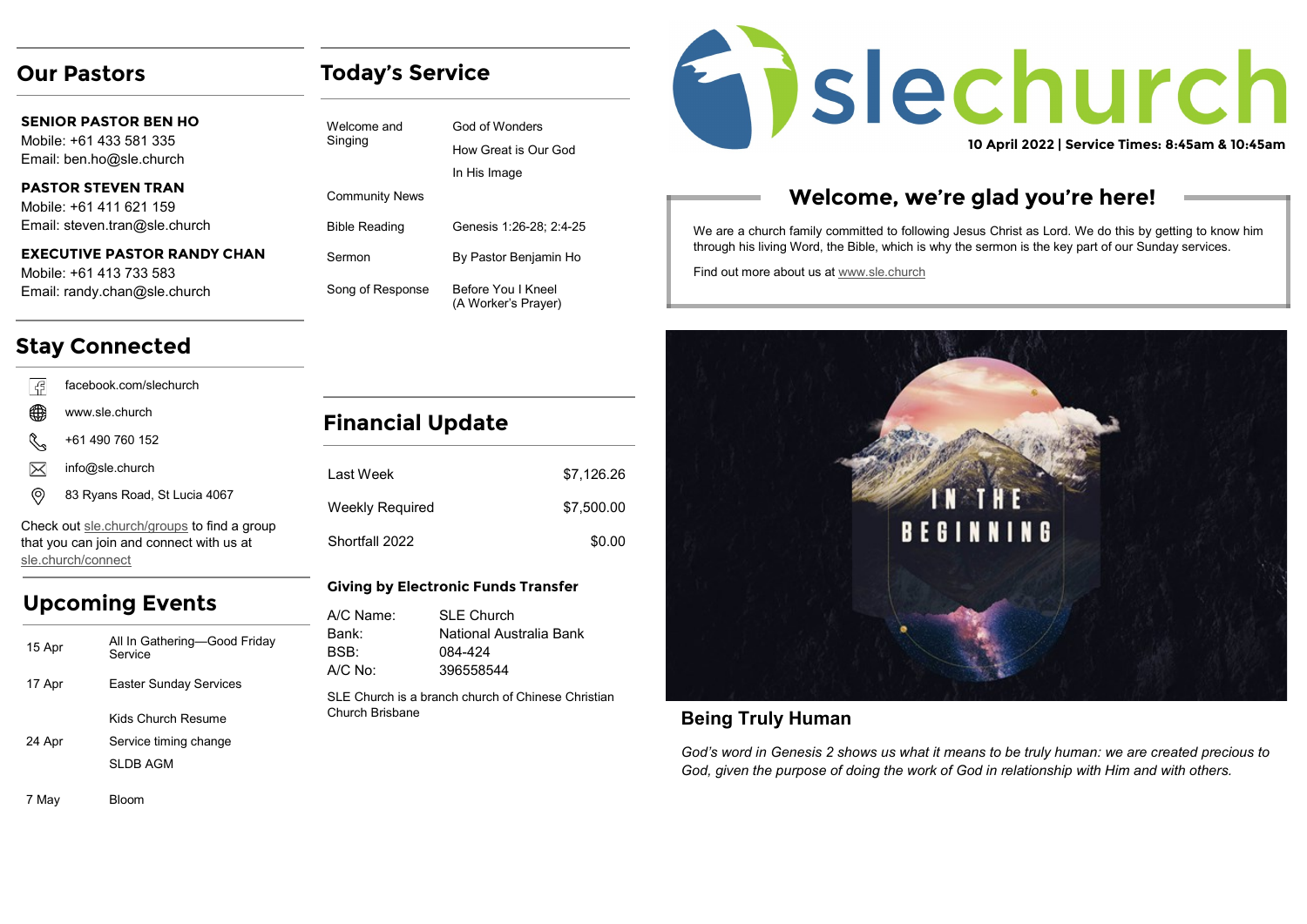## Our Pastors

**SENIOR PASTOR BEN HO**
Mobile: +61 433 581 335
Email: ben.ho@sle.church

**PASTOR STEVEN TRAN**
Mobile: +61 411 621 159
Email: steven.tran@sle.church

**EXECUTIVE PASTOR RANDY CHAN**
Mobile: +61 413 733 583
Email: randy.chan@sle.church

## Stay Connected

- facebook.com/slechurch
- www.sle.church
- +61 490 760 152
- info@sle.church
- 83 Ryans Road, St Lucia 4067

Check out sle.church/groups to find a group that you can join and connect with us at sle.church/connect

## Upcoming Events

| | |
|---|---|
| 15 Apr | All In Gathering—Good Friday Service |
| 17 Apr | Easter Sunday Services |
| 24 Apr | Kids Church Resume<br>Service timing change<br>SLDB AGM |
| 7 May | Bloom |

## Today's Service

| | |
|---|---|
| Welcome and Singing | God of Wonders<br>How Great is Our God<br>In His Image |
| Community News | |
| Bible Reading | Genesis 1:26-28; 2:4-25 |
| Sermon | By Pastor Benjamin Ho |
| Song of Response | Before You I Kneel (A Worker's Prayer) |

## Financial Update

| | |
|---|---|
| Last Week | $7,126.26 |
| Weekly Required | $7,500.00 |
| Shortfall 2022 | $0.00 |

### Giving by Electronic Funds Transfer

| | |
|---|---|
| A/C Name: | SLE Church |
| Bank: | National Australia Bank |
| BSB: | 084-424 |
| A/C No: | 396558544 |

SLE Church is a branch church of Chinese Christian Church Brisbane

# slechurch

**10 April 2022 | Service Times: 8:45am & 10:45am**

## Welcome, we're glad you're here!

We are a church family committed to following Jesus Christ as Lord. We do this by getting to know him through his living Word, the Bible, which is why the sermon is the key part of our Sunday services.

Find out more about us at www.sle.church

IN THE BEGINNING

### Being Truly Human

*God's word in Genesis 2 shows us what it means to be truly human: we are created precious to God, given the purpose of doing the work of God in relationship with Him and with others.*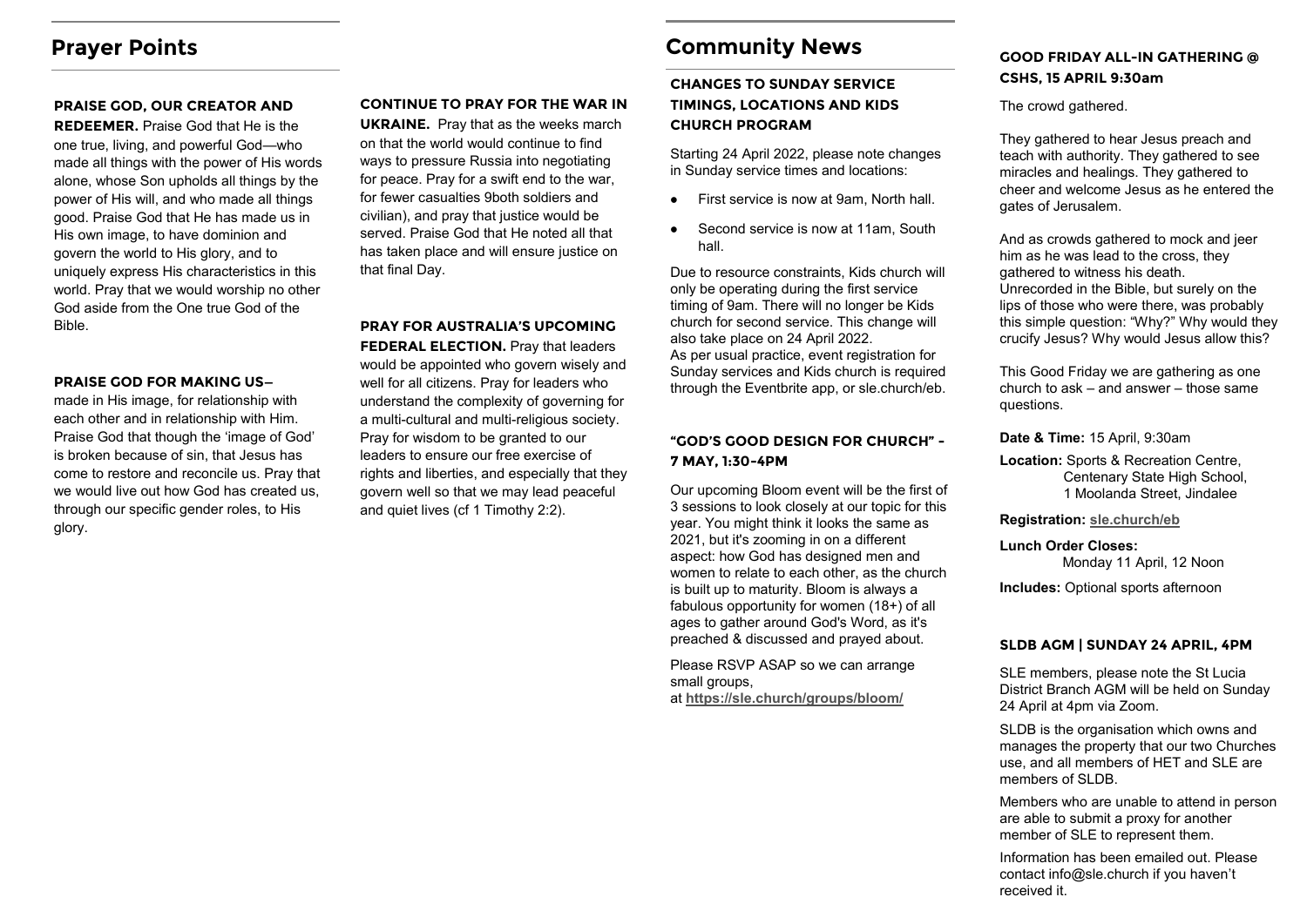## Prayer Points

**PRAISE GOD, OUR CREATOR AND REDEEMER.** Praise God that He is the one true, living, and powerful God—who made all things with the power of His words alone, whose Son upholds all things by the power of His will, and who made all things good. Praise God that He has made us in His own image, to have dominion and govern the world to His glory, and to uniquely express His characteristics in this world. Pray that we would worship no other God aside from the One true God of the Bible.

**PRAISE GOD FOR MAKING US**– made in His image, for relationship with each other and in relationship with Him. Praise God that though the 'image of God' is broken because of sin, that Jesus has come to restore and reconcile us. Pray that we would live out how God has created us, through our specific gender roles, to His glory.

**CONTINUE TO PRAY FOR THE WAR IN UKRAINE.** Pray that as the weeks march on that the world would continue to find ways to pressure Russia into negotiating for peace. Pray for a swift end to the war, for fewer casualties 9both soldiers and civilian), and pray that justice would be served. Praise God that He noted all that has taken place and will ensure justice on that final Day.

**PRAY FOR AUSTRALIA'S UPCOMING FEDERAL ELECTION.** Pray that leaders would be appointed who govern wisely and well for all citizens. Pray for leaders who understand the complexity of governing for a multi-cultural and multi-religious society. Pray for wisdom to be granted to our leaders to ensure our free exercise of rights and liberties, and especially that they govern well so that we may lead peaceful and quiet lives (cf 1 Timothy 2:2).

## Community News

### CHANGES TO SUNDAY SERVICE TIMINGS, LOCATIONS AND KIDS CHURCH PROGRAM

Starting 24 April 2022, please note changes in Sunday service times and locations:

- First service is now at 9am, North hall.
- Second service is now at 11am, South hall.

Due to resource constraints, Kids church will only be operating during the first service timing of 9am. There will no longer be Kids church for second service. This change will also take place on 24 April 2022.
As per usual practice, event registration for Sunday services and Kids church is required through the Eventbrite app, or sle.church/eb.

### "GOD'S GOOD DESIGN FOR CHURCH" - 7 MAY, 1:30-4PM

Our upcoming Bloom event will be the first of 3 sessions to look closely at our topic for this year. You might think it looks the same as 2021, but it's zooming in on a different aspect: how God has designed men and women to relate to each other, as the church is built up to maturity. Bloom is always a fabulous opportunity for women (18+) of all ages to gather around God's Word, as it's preached & discussed and prayed about.

Please RSVP ASAP so we can arrange small groups,
at **https://sle.church/groups/bloom/**

### GOOD FRIDAY ALL-IN GATHERING @ CSHS, 15 APRIL 9:30am

The crowd gathered.

They gathered to hear Jesus preach and teach with authority. They gathered to see miracles and healings. They gathered to cheer and welcome Jesus as he entered the gates of Jerusalem.

And as crowds gathered to mock and jeer him as he was lead to the cross, they gathered to witness his death.
Unrecorded in the Bible, but surely on the lips of those who were there, was probably this simple question: "Why?" Why would they crucify Jesus? Why would Jesus allow this?

This Good Friday we are gathering as one church to ask – and answer – those same questions.

**Date & Time:** 15 April, 9:30am

**Location:** Sports & Recreation Centre,
Centenary State High School,
1 Moolanda Street, Jindalee

**Registration:** **sle.church/eb**

**Lunch Order Closes:**
Monday 11 April, 12 Noon

**Includes:** Optional sports afternoon

### SLDB AGM | SUNDAY 24 APRIL, 4PM

SLE members, please note the St Lucia District Branch AGM will be held on Sunday 24 April at 4pm via Zoom.

SLDB is the organisation which owns and manages the property that our two Churches use, and all members of HET and SLE are members of SLDB.

Members who are unable to attend in person are able to submit a proxy for another member of SLE to represent them.

Information has been emailed out. Please contact info@sle.church if you haven't received it.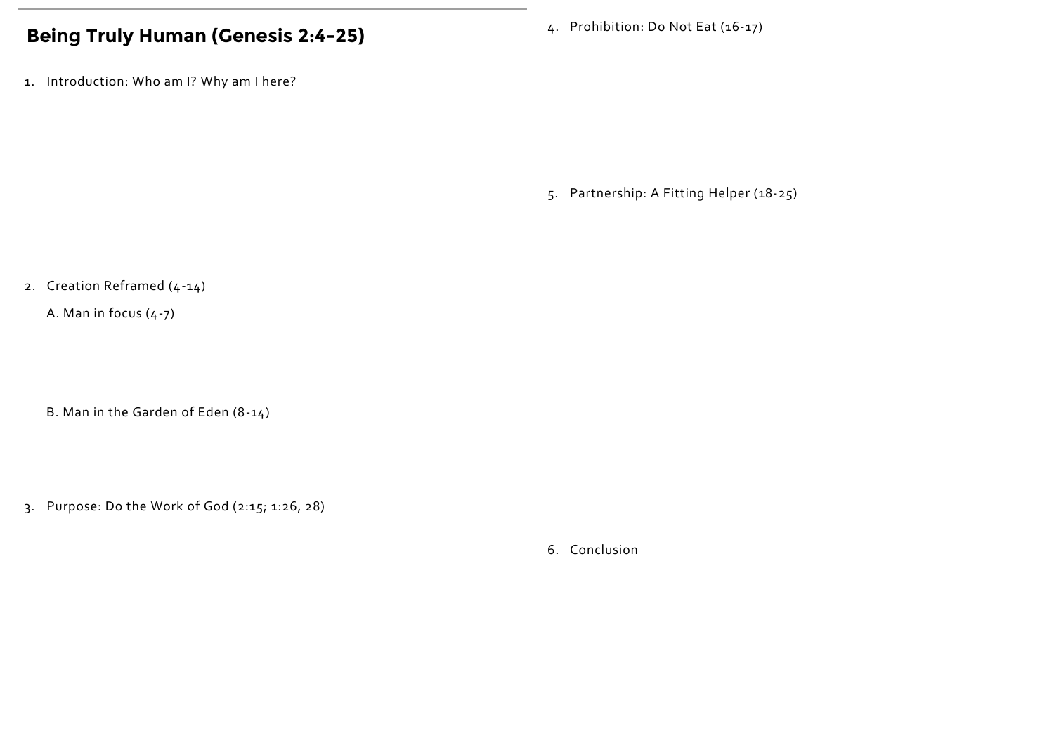## Being Truly Human (Genesis 2:4-25)

1. Introduction: Who am I? Why am I here?

2. Creation Reframed (4-14)

   A. Man in focus (4-7)

   B. Man in the Garden of Eden (8-14)

3. Purpose: Do the Work of God (2:15; 1:26, 28)

4. Prohibition: Do Not Eat (16-17)

5. Partnership: A Fitting Helper (18-25)

6. Conclusion